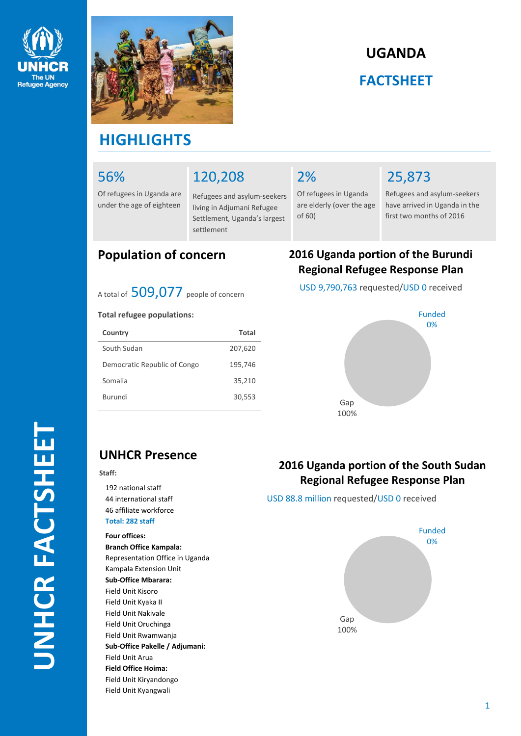# UGANDA

## FACTSHEET

## HIGHLIGHTS

**56%**
Of refugees in Uganda are under the age of eighteen

**120,208**
Refugees and asylum-seekers living in Adjumani Refugee Settlement, Uganda's largest settlement

**2%**
Of refugees in Uganda are elderly (over the age of 60)

**25,873**
Refugees and asylum-seekers have arrived in Uganda in the first two months of 2016

## Population of concern

A total of **509,077** people of concern

**Total refugee populations:**

| Country | Total |
|---|---|
| South Sudan | 207,620 |
| Democratic Republic of Congo | 195,746 |
| Somalia | 35,210 |
| Burundi | 30,553 |

## 2016 Uganda portion of the Burundi Regional Refugee Response Plan

USD 9,790,763 requested/USD 0 received

Funded 0%

Gap 100%

## UNHCR Presence

**Staff:**

192 national staff
44 international staff
46 affiliate workforce
**Total: 282 staff**

**Four offices:**

**Branch Office Kampala:**
Representation Office in Uganda
Kampala Extension Unit

**Sub-Office Mbarara:**
Field Unit Kisoro
Field Unit Kyaka II
Field Unit Nakivale
Field Unit Oruchinga
Field Unit Rwamwanja

**Sub-Office Pakelle / Adjumani:**
Field Unit Arua

**Field Office Hoima:**
Field Unit Kiryandongo
Field Unit Kyangwali

## 2016 Uganda portion of the South Sudan Regional Refugee Response Plan

USD 88.8 million requested/USD 0 received

Funded 0%

Gap 100%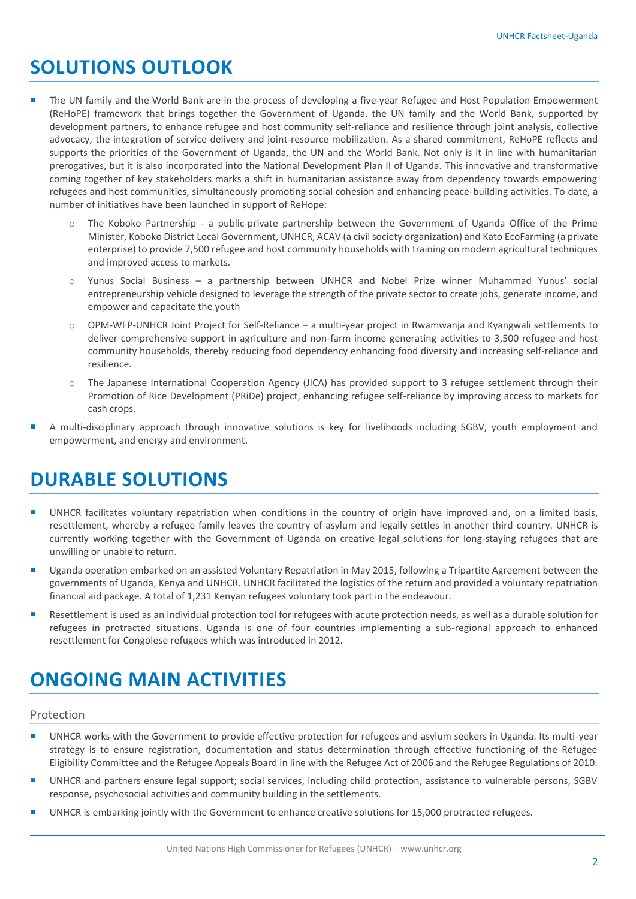## SOLUTIONS OUTLOOK

- The UN family and the World Bank are in the process of developing a five-year Refugee and Host Population Empowerment (ReHoPE) framework that brings together the Government of Uganda, the UN family and the World Bank, supported by development partners, to enhance refugee and host community self-reliance and resilience through joint analysis, collective advocacy, the integration of service delivery and joint-resource mobilization. As a shared commitment, ReHoPE reflects and supports the priorities of the Government of Uganda, the UN and the World Bank. Not only is it in line with humanitarian prerogatives, but it is also incorporated into the National Development Plan II of Uganda. This innovative and transformative coming together of key stakeholders marks a shift in humanitarian assistance away from dependency towards empowering refugees and host communities, simultaneously promoting social cohesion and enhancing peace-building activities. To date, a number of initiatives have been launched in support of ReHope:
  - The Koboko Partnership - a public-private partnership between the Government of Uganda Office of the Prime Minister, Koboko District Local Government, UNHCR, ACAV (a civil society organization) and Kato EcoFarming (a private enterprise) to provide 7,500 refugee and host community households with training on modern agricultural techniques and improved access to markets.
  - Yunus Social Business – a partnership between UNHCR and Nobel Prize winner Muhammad Yunus' social entrepreneurship vehicle designed to leverage the strength of the private sector to create jobs, generate income, and empower and capacitate the youth
  - OPM-WFP-UNHCR Joint Project for Self-Reliance – a multi-year project in Rwamwanja and Kyangwali settlements to deliver comprehensive support in agriculture and non-farm income generating activities to 3,500 refugee and host community households, thereby reducing food dependency enhancing food diversity and increasing self-reliance and resilience.
  - The Japanese International Cooperation Agency (JICA) has provided support to 3 refugee settlement through their Promotion of Rice Development (PRiDe) project, enhancing refugee self-reliance by improving access to markets for cash crops.
- A multi-disciplinary approach through innovative solutions is key for livelihoods including SGBV, youth employment and empowerment, and energy and environment.

## DURABLE SOLUTIONS

- UNHCR facilitates voluntary repatriation when conditions in the country of origin have improved and, on a limited basis, resettlement, whereby a refugee family leaves the country of asylum and legally settles in another third country. UNHCR is currently working together with the Government of Uganda on creative legal solutions for long-staying refugees that are unwilling or unable to return.
- Uganda operation embarked on an assisted Voluntary Repatriation in May 2015, following a Tripartite Agreement between the governments of Uganda, Kenya and UNHCR. UNHCR facilitated the logistics of the return and provided a voluntary repatriation financial aid package. A total of 1,231 Kenyan refugees voluntary took part in the endeavour.
- Resettlement is used as an individual protection tool for refugees with acute protection needs, as well as a durable solution for refugees in protracted situations. Uganda is one of four countries implementing a sub-regional approach to enhanced resettlement for Congolese refugees which was introduced in 2012.

## ONGOING MAIN ACTIVITIES

### Protection

- UNHCR works with the Government to provide effective protection for refugees and asylum seekers in Uganda. Its multi-year strategy is to ensure registration, documentation and status determination through effective functioning of the Refugee Eligibility Committee and the Refugee Appeals Board in line with the Refugee Act of 2006 and the Refugee Regulations of 2010.
- UNHCR and partners ensure legal support; social services, including child protection, assistance to vulnerable persons, SGBV response, psychosocial activities and community building in the settlements.
- UNHCR is embarking jointly with the Government to enhance creative solutions for 15,000 protracted refugees.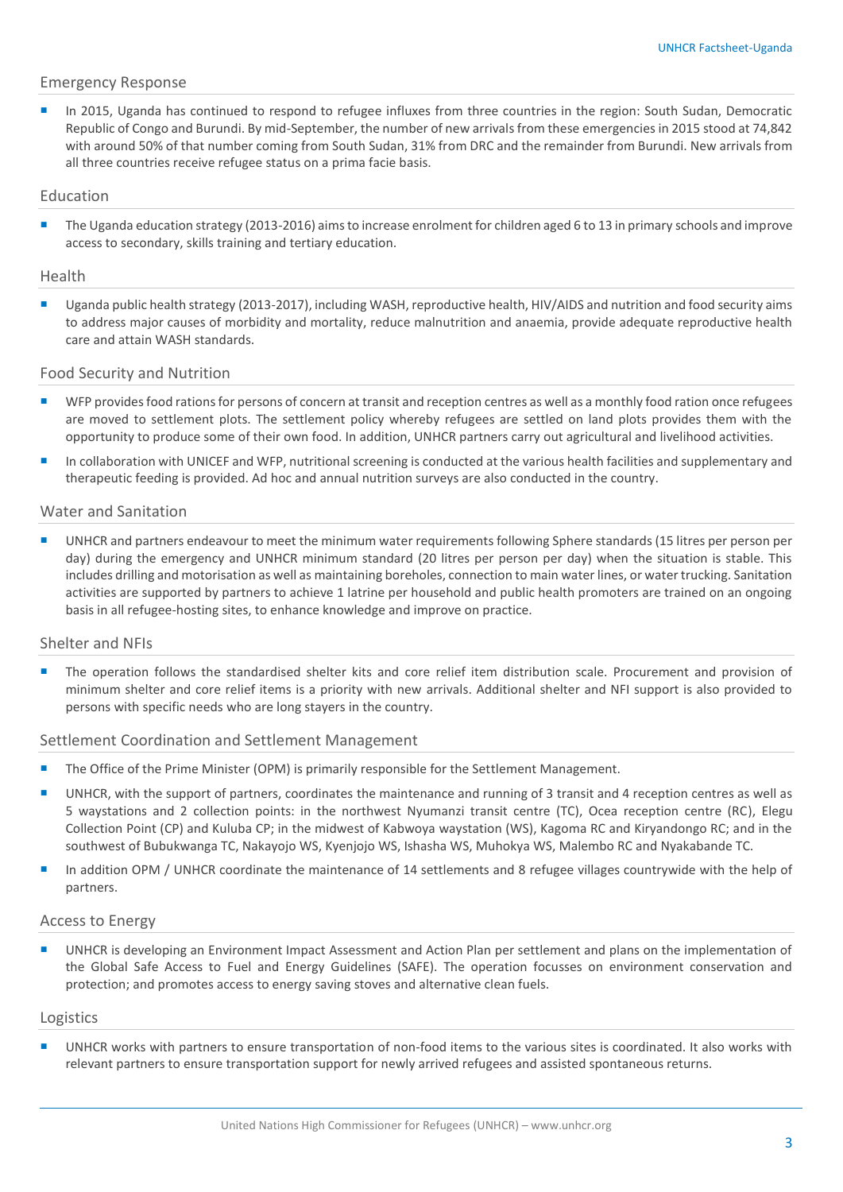## Emergency Response

- In 2015, Uganda has continued to respond to refugee influxes from three countries in the region: South Sudan, Democratic Republic of Congo and Burundi. By mid-September, the number of new arrivals from these emergencies in 2015 stood at 74,842 with around 50% of that number coming from South Sudan, 31% from DRC and the remainder from Burundi. New arrivals from all three countries receive refugee status on a prima facie basis.

## Education

- The Uganda education strategy (2013-2016) aims to increase enrolment for children aged 6 to 13 in primary schools and improve access to secondary, skills training and tertiary education.

## Health

- Uganda public health strategy (2013-2017), including WASH, reproductive health, HIV/AIDS and nutrition and food security aims to address major causes of morbidity and mortality, reduce malnutrition and anaemia, provide adequate reproductive health care and attain WASH standards.

## Food Security and Nutrition

- WFP provides food rations for persons of concern at transit and reception centres as well as a monthly food ration once refugees are moved to settlement plots. The settlement policy whereby refugees are settled on land plots provides them with the opportunity to produce some of their own food. In addition, UNHCR partners carry out agricultural and livelihood activities.
- In collaboration with UNICEF and WFP, nutritional screening is conducted at the various health facilities and supplementary and therapeutic feeding is provided. Ad hoc and annual nutrition surveys are also conducted in the country.

## Water and Sanitation

- UNHCR and partners endeavour to meet the minimum water requirements following Sphere standards (15 litres per person per day) during the emergency and UNHCR minimum standard (20 litres per person per day) when the situation is stable. This includes drilling and motorisation as well as maintaining boreholes, connection to main water lines, or water trucking. Sanitation activities are supported by partners to achieve 1 latrine per household and public health promoters are trained on an ongoing basis in all refugee-hosting sites, to enhance knowledge and improve on practice.

## Shelter and NFIs

- The operation follows the standardised shelter kits and core relief item distribution scale. Procurement and provision of minimum shelter and core relief items is a priority with new arrivals. Additional shelter and NFI support is also provided to persons with specific needs who are long stayers in the country.

## Settlement Coordination and Settlement Management

- The Office of the Prime Minister (OPM) is primarily responsible for the Settlement Management.
- UNHCR, with the support of partners, coordinates the maintenance and running of 3 transit and 4 reception centres as well as 5 waystations and 2 collection points: in the northwest Nyumanzi transit centre (TC), Ocea reception centre (RC), Elegu Collection Point (CP) and Kuluba CP; in the midwest of Kabwoya waystation (WS), Kagoma RC and Kiryandongo RC; and in the southwest of Bubukwanga TC, Nakayojo WS, Kyenjojo WS, Ishasha WS, Muhokya WS, Malembo RC and Nyakabande TC.
- In addition OPM / UNHCR coordinate the maintenance of 14 settlements and 8 refugee villages countrywide with the help of partners.

## Access to Energy

- UNHCR is developing an Environment Impact Assessment and Action Plan per settlement and plans on the implementation of the Global Safe Access to Fuel and Energy Guidelines (SAFE). The operation focusses on environment conservation and protection; and promotes access to energy saving stoves and alternative clean fuels.

## Logistics

- UNHCR works with partners to ensure transportation of non-food items to the various sites is coordinated. It also works with relevant partners to ensure transportation support for newly arrived refugees and assisted spontaneous returns.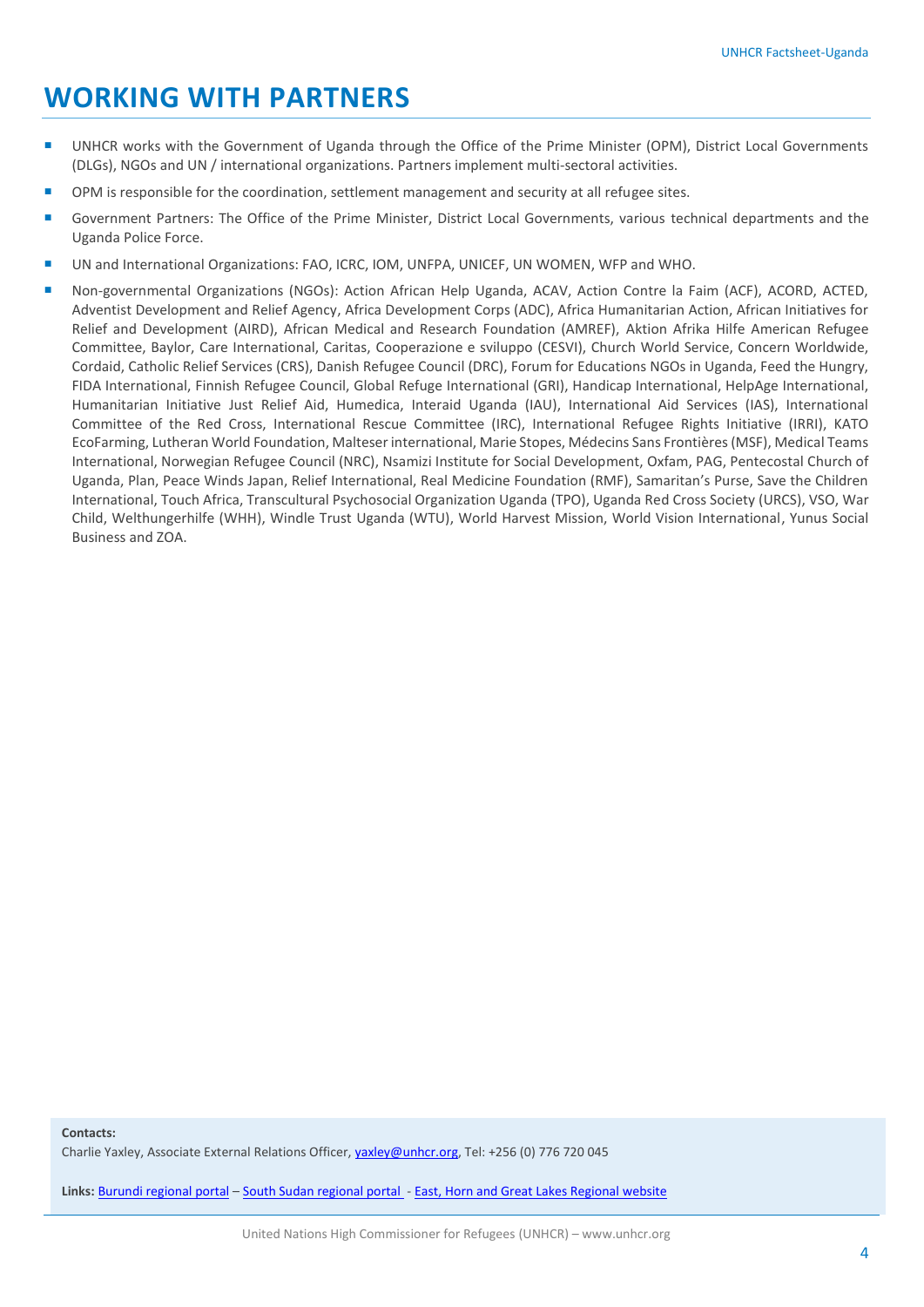# WORKING WITH PARTNERS

- UNHCR works with the Government of Uganda through the Office of the Prime Minister (OPM), District Local Governments (DLGs), NGOs and UN / international organizations. Partners implement multi-sectoral activities.
- OPM is responsible for the coordination, settlement management and security at all refugee sites.
- Government Partners: The Office of the Prime Minister, District Local Governments, various technical departments and the Uganda Police Force.
- UN and International Organizations: FAO, ICRC, IOM, UNFPA, UNICEF, UN WOMEN, WFP and WHO.
- Non-governmental Organizations (NGOs): Action African Help Uganda, ACAV, Action Contre la Faim (ACF), ACORD, ACTED, Adventist Development and Relief Agency, Africa Development Corps (ADC), Africa Humanitarian Action, African Initiatives for Relief and Development (AIRD), African Medical and Research Foundation (AMREF), Aktion Afrika Hilfe American Refugee Committee, Baylor, Care International, Caritas, Cooperazione e sviluppo (CESVI), Church World Service, Concern Worldwide, Cordaid, Catholic Relief Services (CRS), Danish Refugee Council (DRC), Forum for Educations NGOs in Uganda, Feed the Hungry, FIDA International, Finnish Refugee Council, Global Refuge International (GRI), Handicap International, HelpAge International, Humanitarian Initiative Just Relief Aid, Humedica, Interaid Uganda (IAU), International Aid Services (IAS), International Committee of the Red Cross, International Rescue Committee (IRC), International Refugee Rights Initiative (IRRI), KATO EcoFarming, Lutheran World Foundation, Malteser international, Marie Stopes, Médecins Sans Frontières (MSF), Medical Teams International, Norwegian Refugee Council (NRC), Nsamizi Institute for Social Development, Oxfam, PAG, Pentecostal Church of Uganda, Plan, Peace Winds Japan, Relief International, Real Medicine Foundation (RMF), Samaritan's Purse, Save the Children International, Touch Africa, Transcultural Psychosocial Organization Uganda (TPO), Uganda Red Cross Society (URCS), VSO, War Child, Welthungerhilfe (WHH), Windle Trust Uganda (WTU), World Harvest Mission, World Vision International, Yunus Social Business and ZOA.

**Contacts:**
Charlie Yaxley, Associate External Relations Officer, yaxley@unhcr.org, Tel: +256 (0) 776 720 045

**Links:** Burundi regional portal – South Sudan regional portal - East, Horn and Great Lakes Regional website